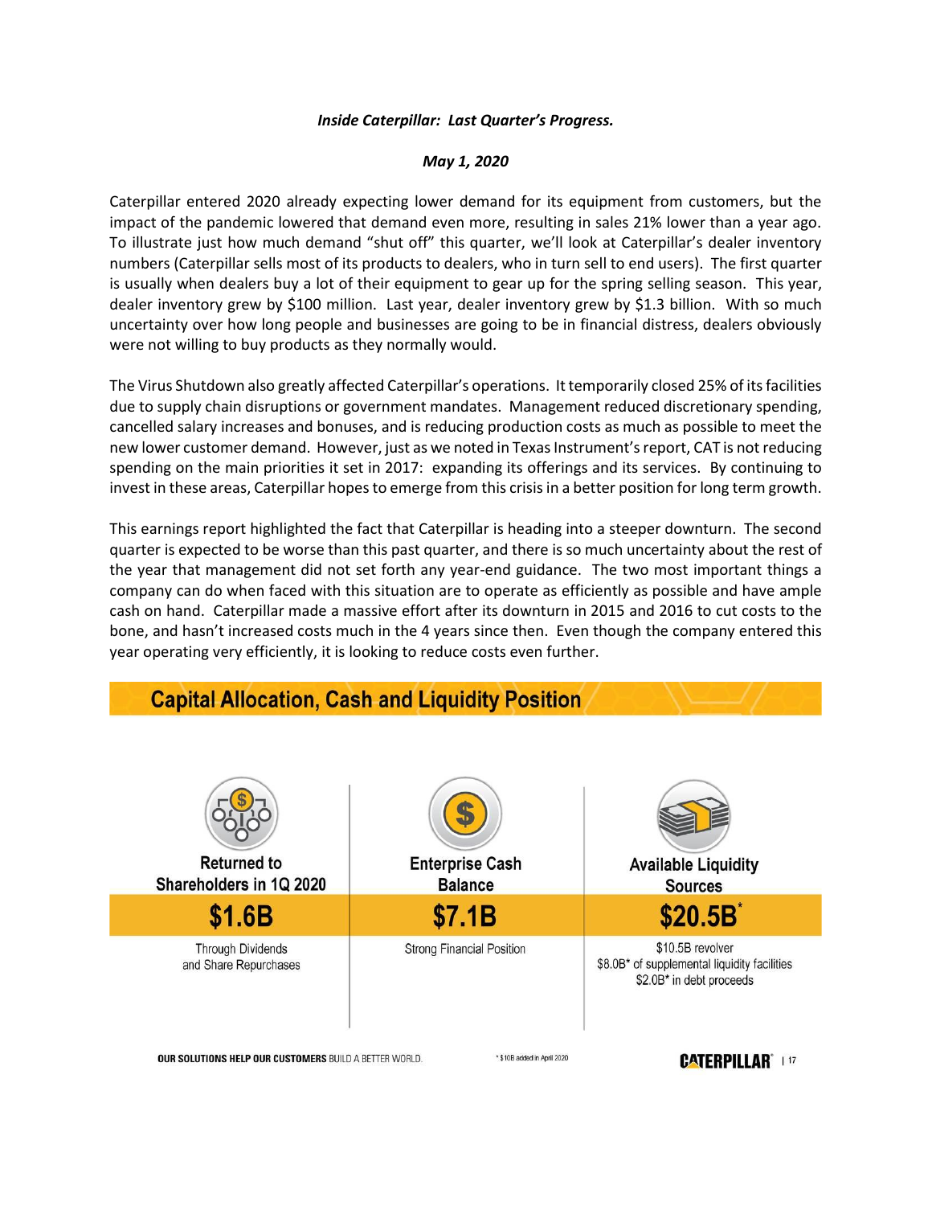***Inside Caterpillar: Last Quarter's Progress.***

***May 1, 2020***

Caterpillar entered 2020 already expecting lower demand for its equipment from customers, but the impact of the pandemic lowered that demand even more, resulting in sales 21% lower than a year ago. To illustrate just how much demand "shut off" this quarter, we'll look at Caterpillar's dealer inventory numbers (Caterpillar sells most of its products to dealers, who in turn sell to end users). The first quarter is usually when dealers buy a lot of their equipment to gear up for the spring selling season. This year, dealer inventory grew by $100 million. Last year, dealer inventory grew by $1.3 billion. With so much uncertainty over how long people and businesses are going to be in financial distress, dealers obviously were not willing to buy products as they normally would.

The Virus Shutdown also greatly affected Caterpillar's operations. It temporarily closed 25% of its facilities due to supply chain disruptions or government mandates. Management reduced discretionary spending, cancelled salary increases and bonuses, and is reducing production costs as much as possible to meet the new lower customer demand. However, just as we noted in Texas Instrument's report, CAT is not reducing spending on the main priorities it set in 2017: expanding its offerings and its services. By continuing to invest in these areas, Caterpillar hopes to emerge from this crisis in a better position for long term growth.

This earnings report highlighted the fact that Caterpillar is heading into a steeper downturn. The second quarter is expected to be worse than this past quarter, and there is so much uncertainty about the rest of the year that management did not set forth any year-end guidance. The two most important things a company can do when faced with this situation are to operate as efficiently as possible and have ample cash on hand. Caterpillar made a massive effort after its downturn in 2015 and 2016 to cut costs to the bone, and hasn't increased costs much in the 4 years since then. Even though the company entered this year operating very efficiently, it is looking to reduce costs even further.

## Capital Allocation, Cash and Liquidity Position

| Returned to Shareholders in 1Q 2020 | Enterprise Cash Balance | Available Liquidity Sources |
|---|---|---|
| **$1.6B** | **$7.1B** | **$20.5B*** |
| Through Dividends and Share Repurchases | Strong Financial Position | $10.5B revolver<br>$8.0B* of supplemental liquidity facilities<br>$2.0B* in debt proceeds |

OUR SOLUTIONS HELP OUR CUSTOMERS BUILD A BETTER WORLD.

* $10B added in April 2020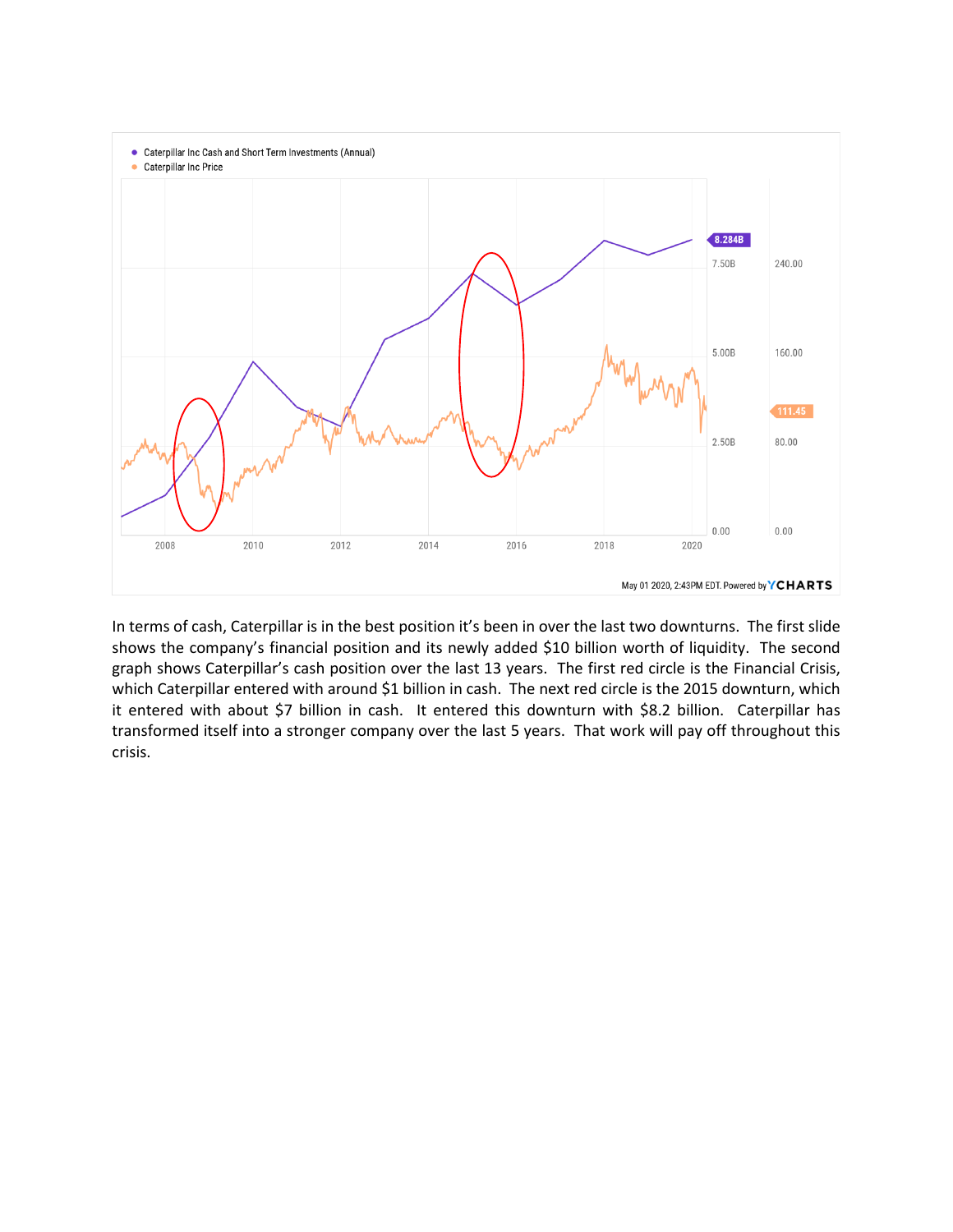Caterpillar Inc Cash and Short Term Investments (Annual)
Caterpillar Inc Price

8.284B
7.50B
5.00B
2.50B
0.00

240.00
160.00
111.45
80.00
0.00

2008
2010
2012
2014
2016
2018
2020

May 01 2020, 2:43PM EDT. Powered by YCHARTS

In terms of cash, Caterpillar is in the best position it's been in over the last two downturns. The first slide shows the company's financial position and its newly added $10 billion worth of liquidity. The second graph shows Caterpillar's cash position over the last 13 years. The first red circle is the Financial Crisis, which Caterpillar entered with around $1 billion in cash. The next red circle is the 2015 downturn, which it entered with about $7 billion in cash. It entered this downturn with $8.2 billion. Caterpillar has transformed itself into a stronger company over the last 5 years. That work will pay off throughout this crisis.